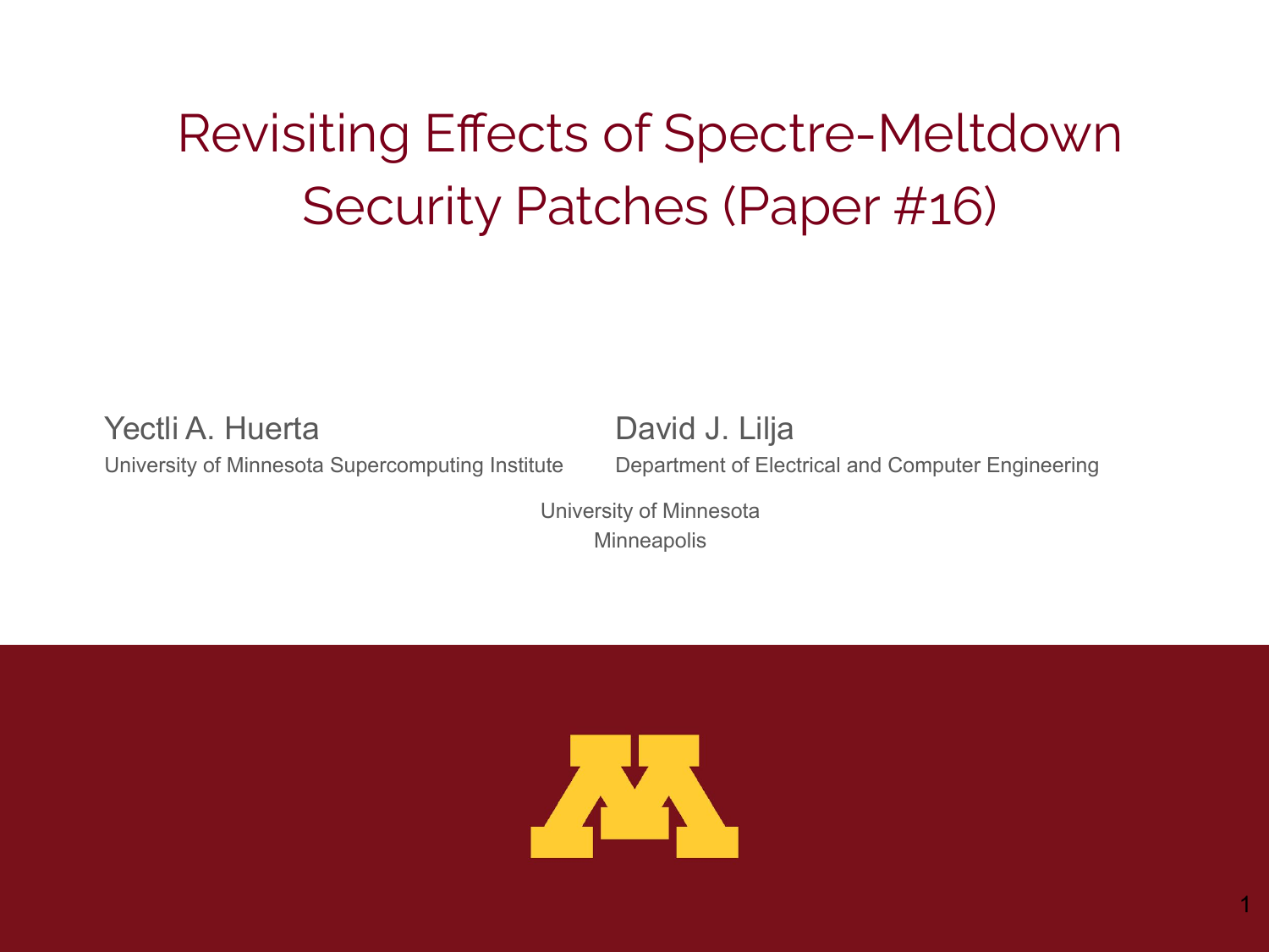# Revisiting Effects of Spectre-Meltdown Security Patches (Paper #16)

Yectli A. Huerta
University of Minnesota Supercomputing Institute

David J. Lilja
Department of Electrical and Computer Engineering

University of Minnesota
Minneapolis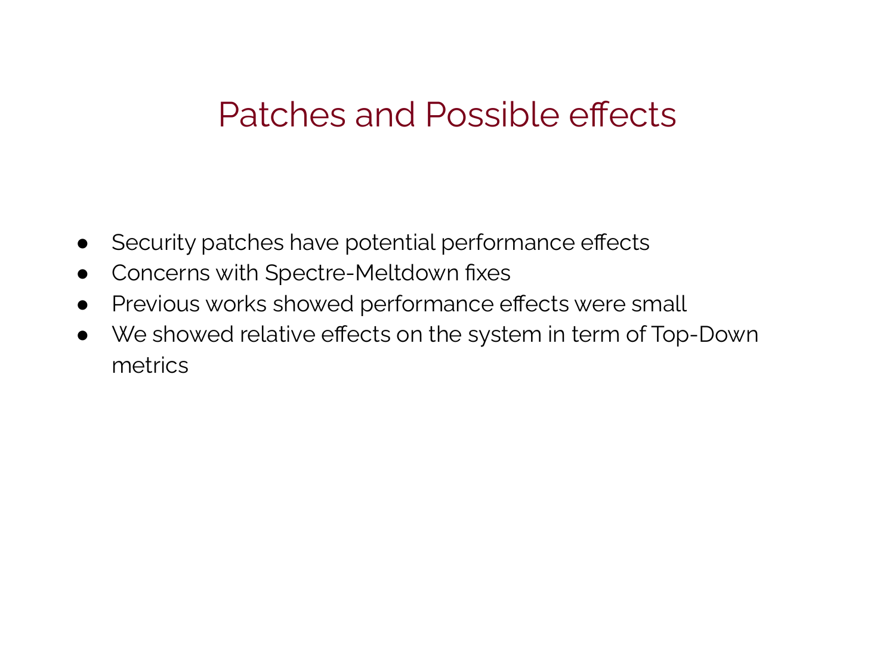# Patches and Possible effects

- Security patches have potential performance effects
- Concerns with Spectre-Meltdown fixes
- Previous works showed performance effects were small
- We showed relative effects on the system in term of Top-Down metrics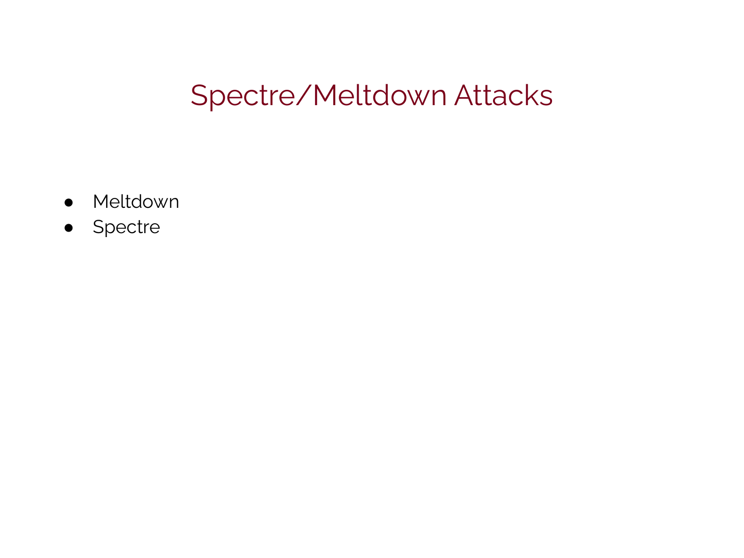# Spectre/Meltdown Attacks

- Meltdown
- Spectre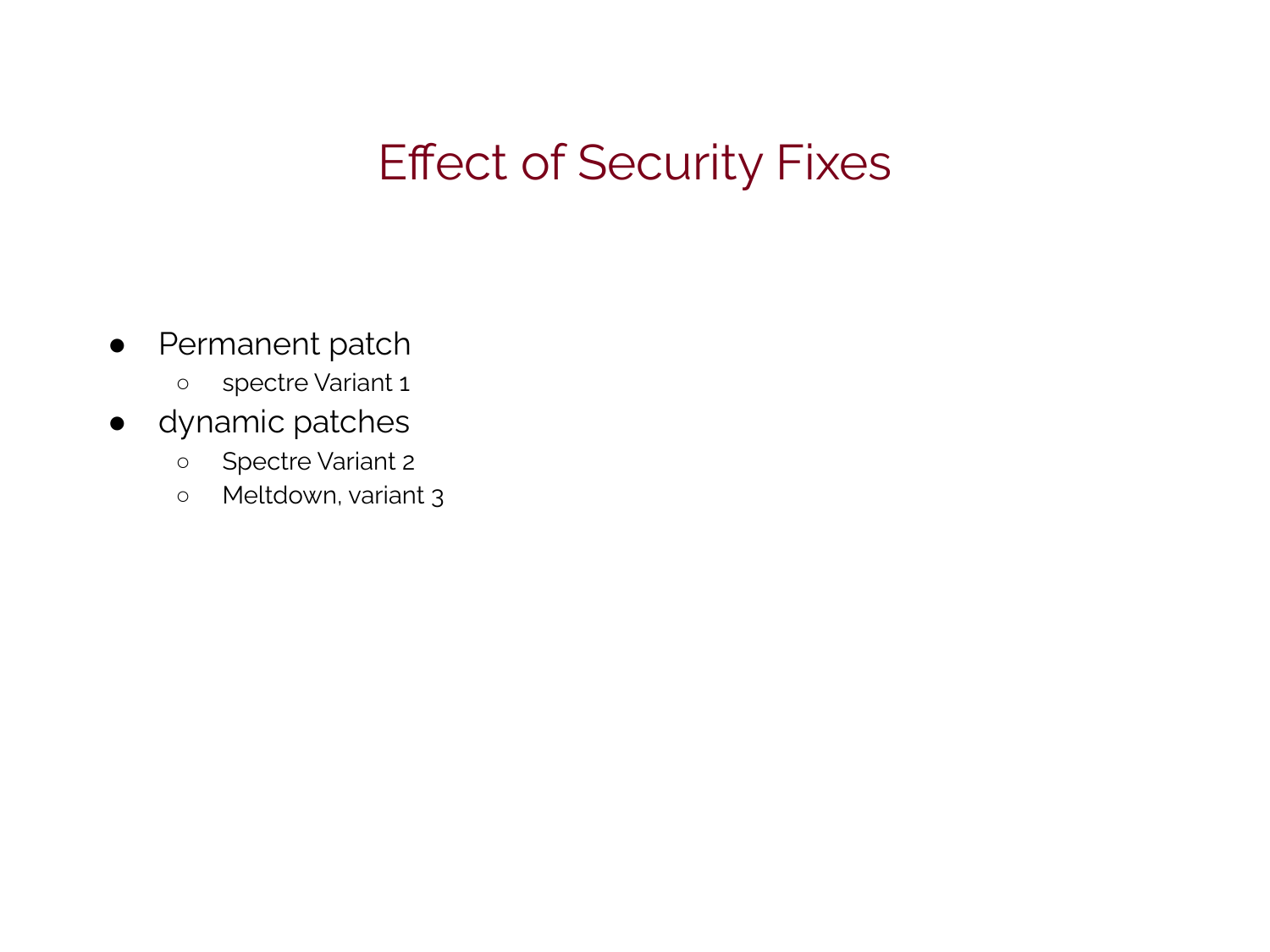# Effect of Security Fixes

- Permanent patch
  - spectre Variant 1
- dynamic patches
  - Spectre Variant 2
  - Meltdown, variant 3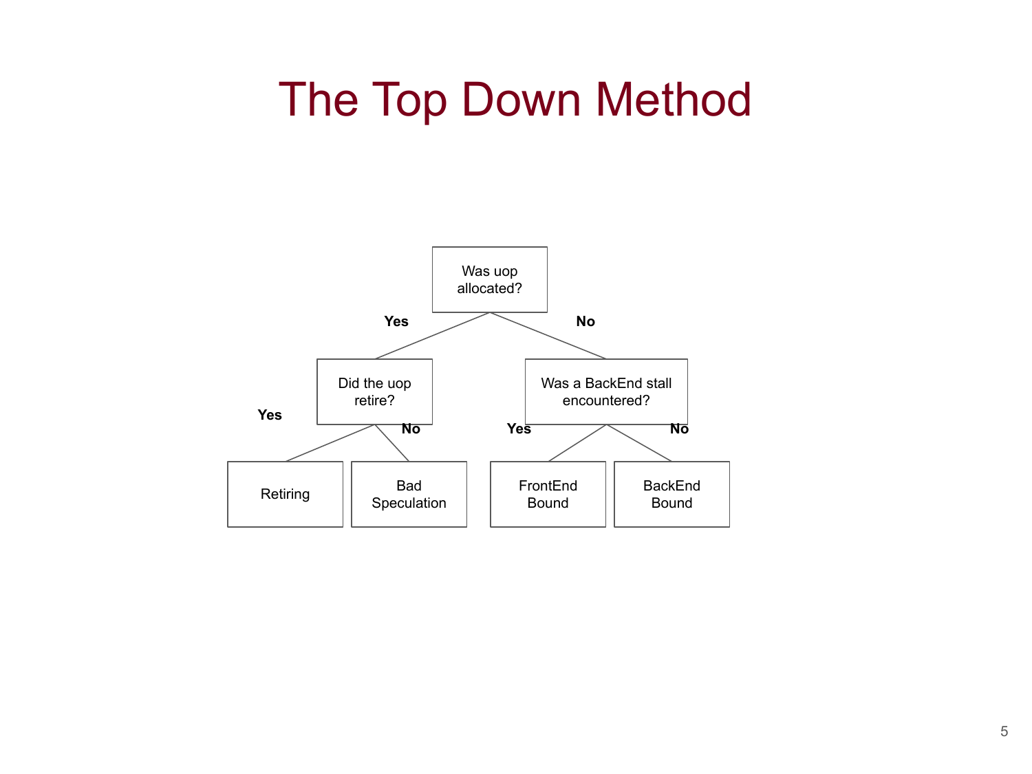# The Top Down Method

Was uop allocated?

- **Yes** → Did the uop retire?
  - **Yes** → Retiring
  - **No** → Bad Speculation
- **No** → Was a BackEnd stall encountered?
  - **Yes** → FrontEnd Bound
  - **No** → BackEnd Bound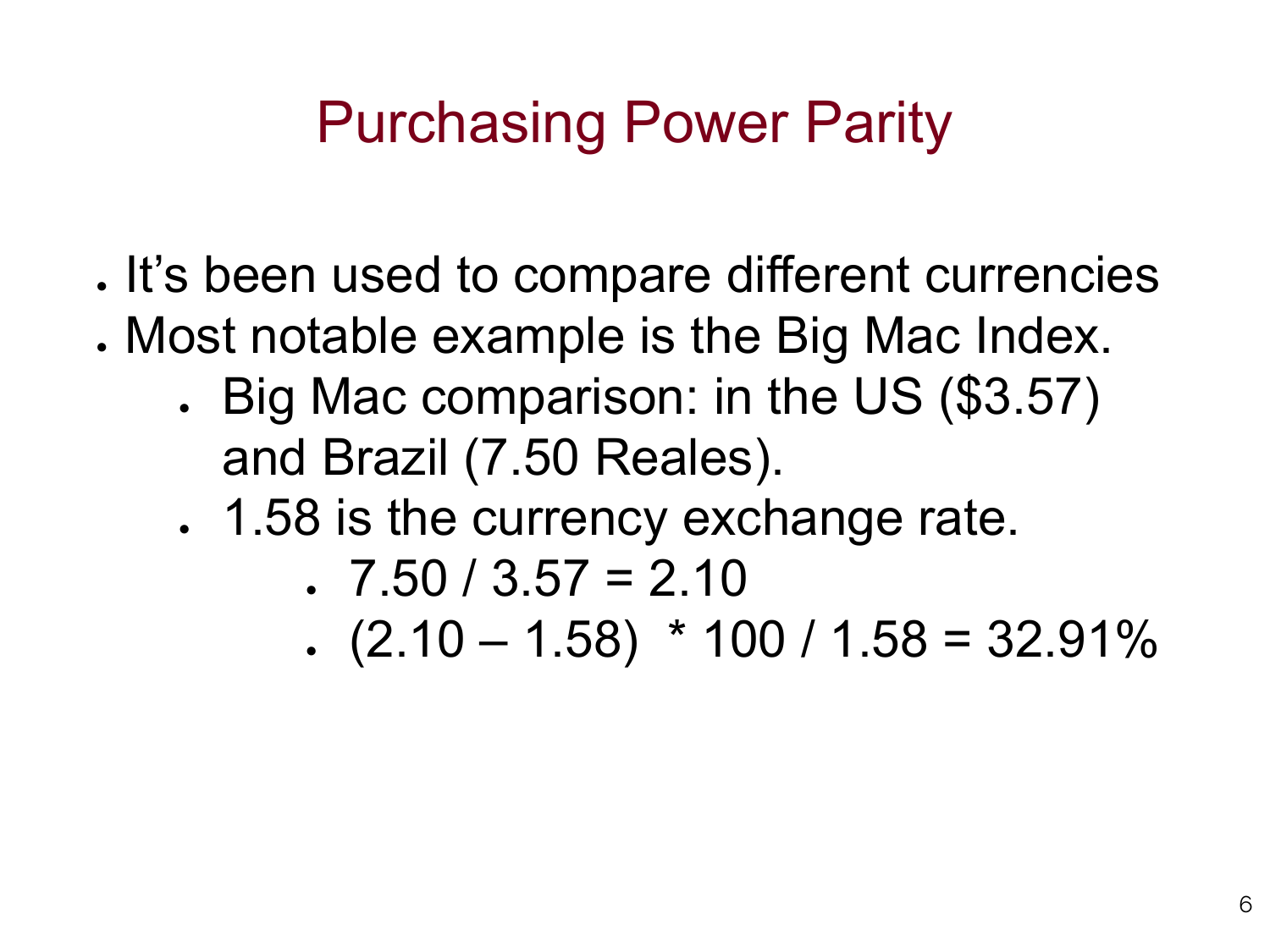# Purchasing Power Parity

- It's been used to compare different currencies
- Most notable example is the Big Mac Index.
  - Big Mac comparison: in the US ($3.57) and Brazil (7.50 Reales).
  - 1.58 is the currency exchange rate.
    - $7.50 / 3.57 = 2.10$
    - $(2.10 – 1.58) * 100 / 1.58 = 32.91\%$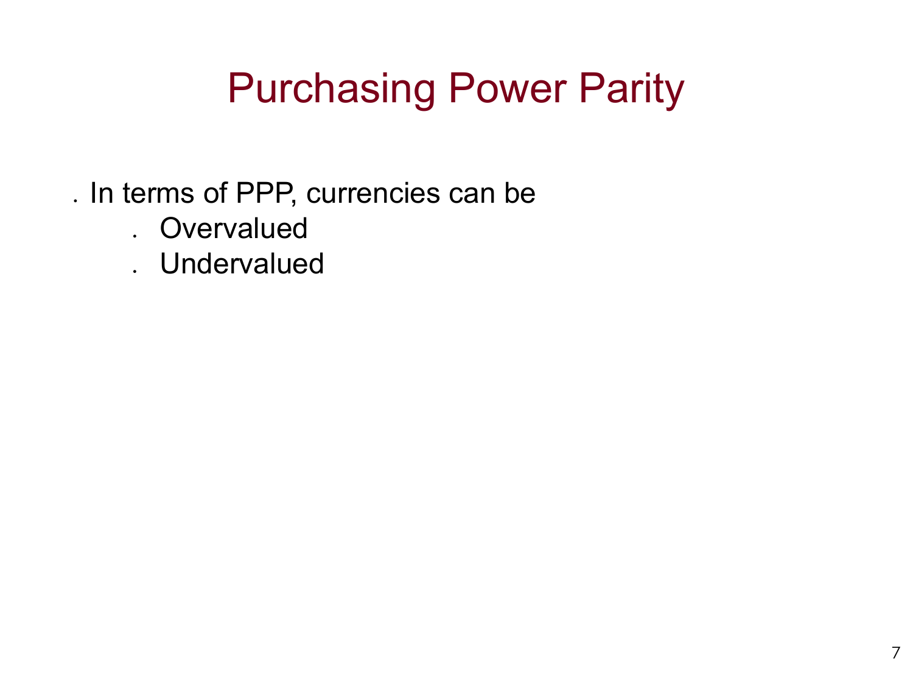# Purchasing Power Parity

- In terms of PPP, currencies can be
  - Overvalued
  - Undervalued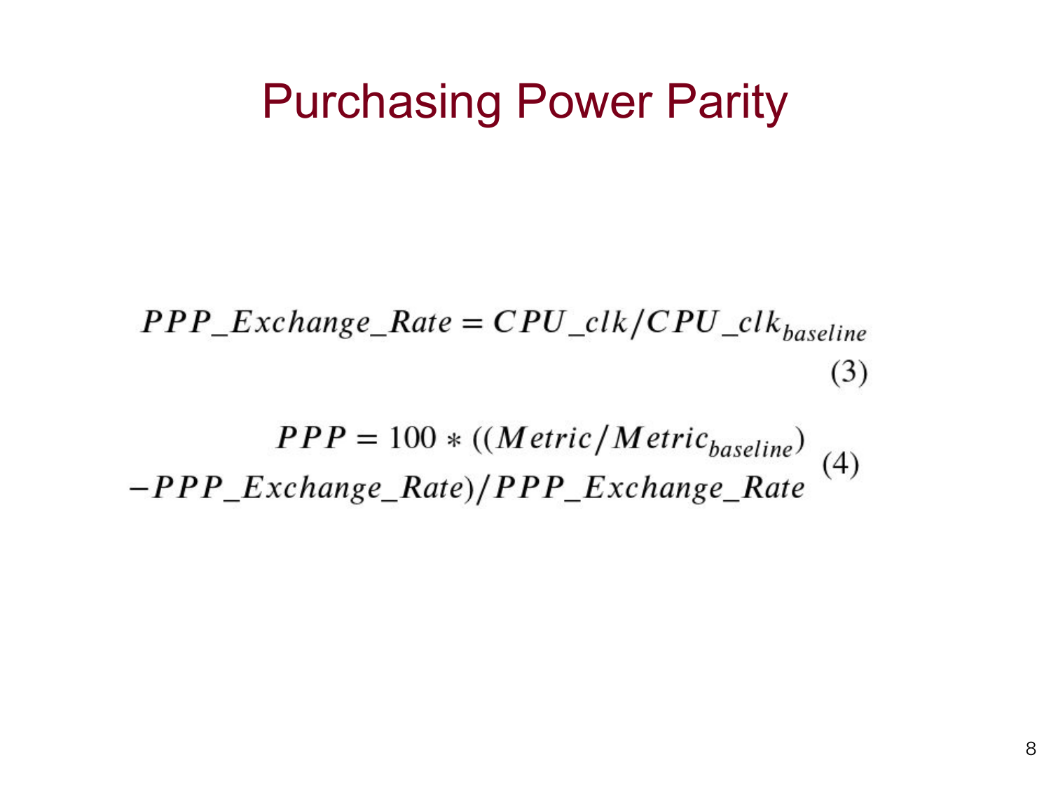# Purchasing Power Parity

$$PPP\_Exchange\_Rate = CPU\_clk / CPU\_clk_{baseline} \tag{3}$$

$$PPP = 100 * ((Metric / Metric_{baseline}) - PPP\_Exchange\_Rate) / PPP\_Exchange\_Rate \tag{4}$$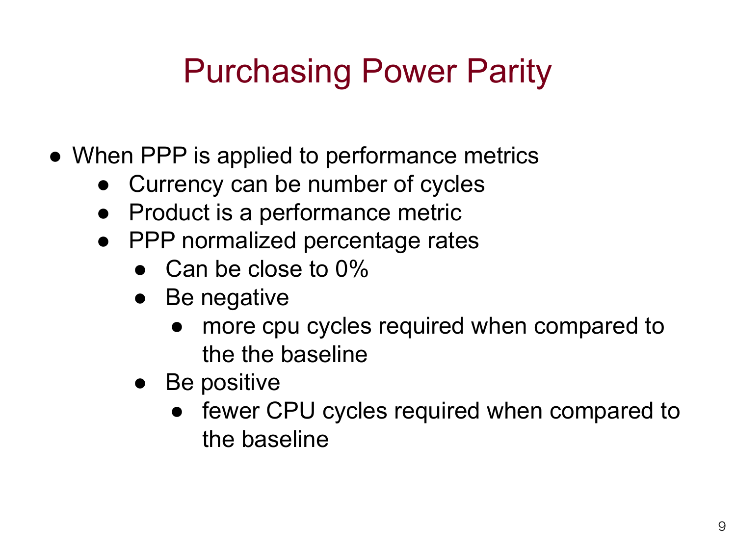# Purchasing Power Parity

- When PPP is applied to performance metrics
  - Currency can be number of cycles
  - Product is a performance metric
  - PPP normalized percentage rates
    - Can be close to 0%
    - Be negative
      - more cpu cycles required when compared to the the baseline
    - Be positive
      - fewer CPU cycles required when compared to the baseline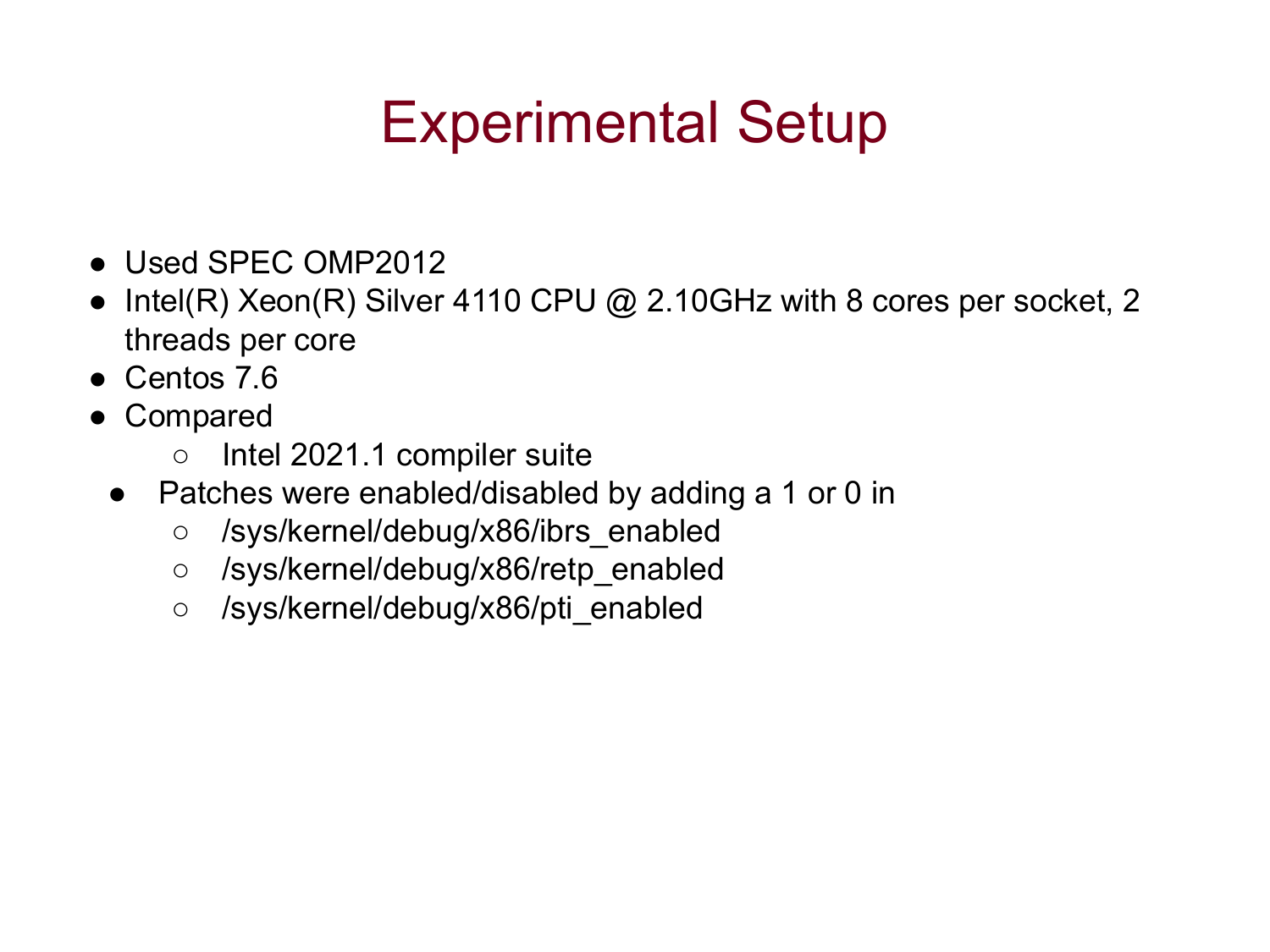# Experimental Setup

- Used SPEC OMP2012
- Intel(R) Xeon(R) Silver 4110 CPU @ 2.10GHz with 8 cores per socket, 2 threads per core
- Centos 7.6
- Compared
  - Intel 2021.1 compiler suite
- Patches were enabled/disabled by adding a 1 or 0 in
  - /sys/kernel/debug/x86/ibrs_enabled
  - /sys/kernel/debug/x86/retp_enabled
  - /sys/kernel/debug/x86/pti_enabled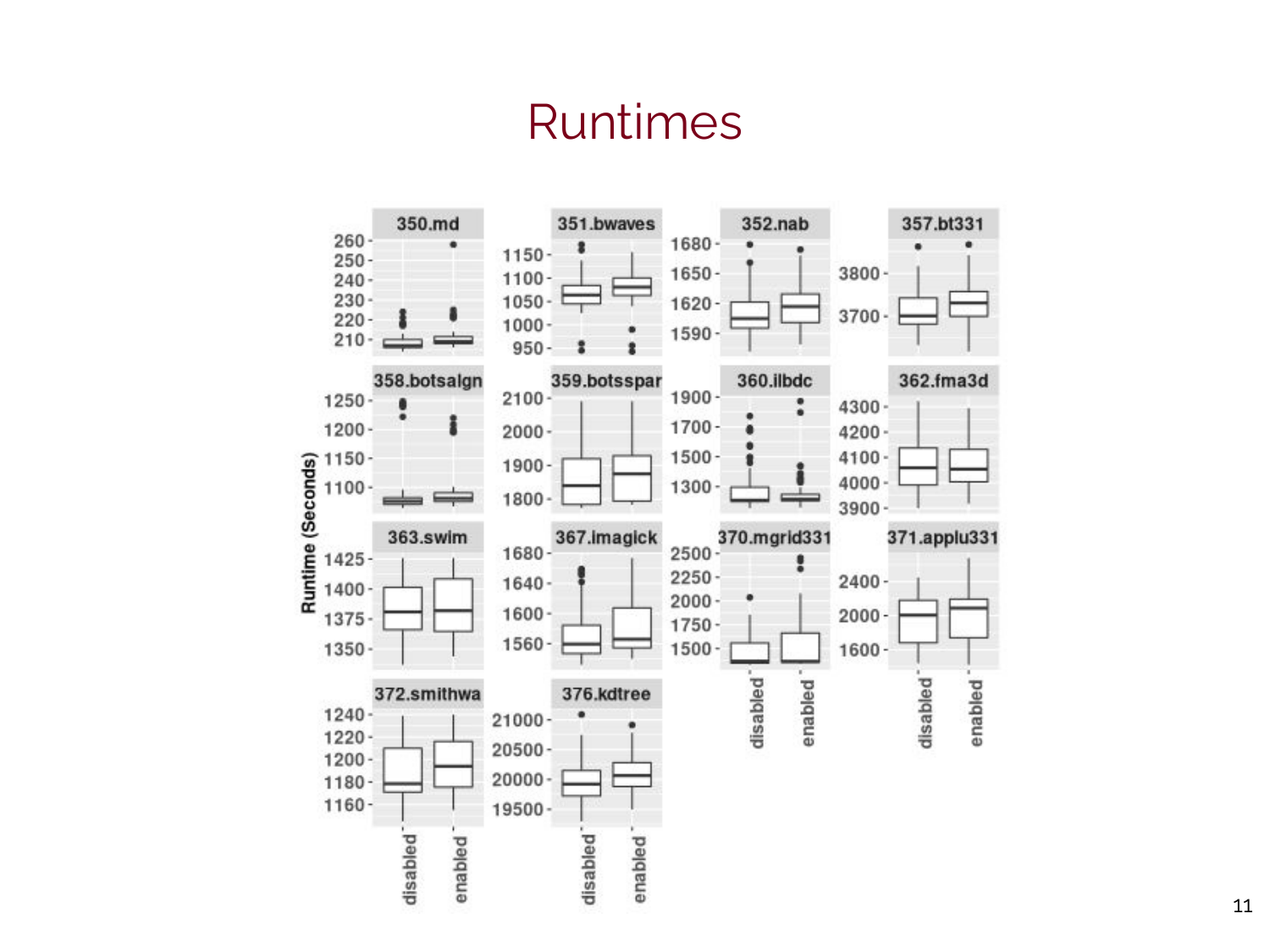# Runtimes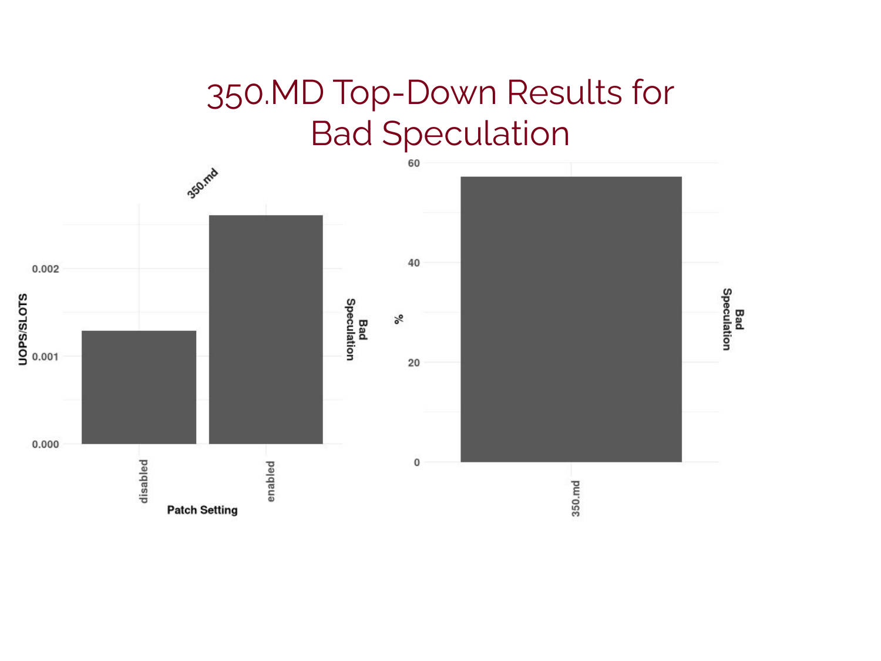# 350.MD Top-Down Results for Bad Speculation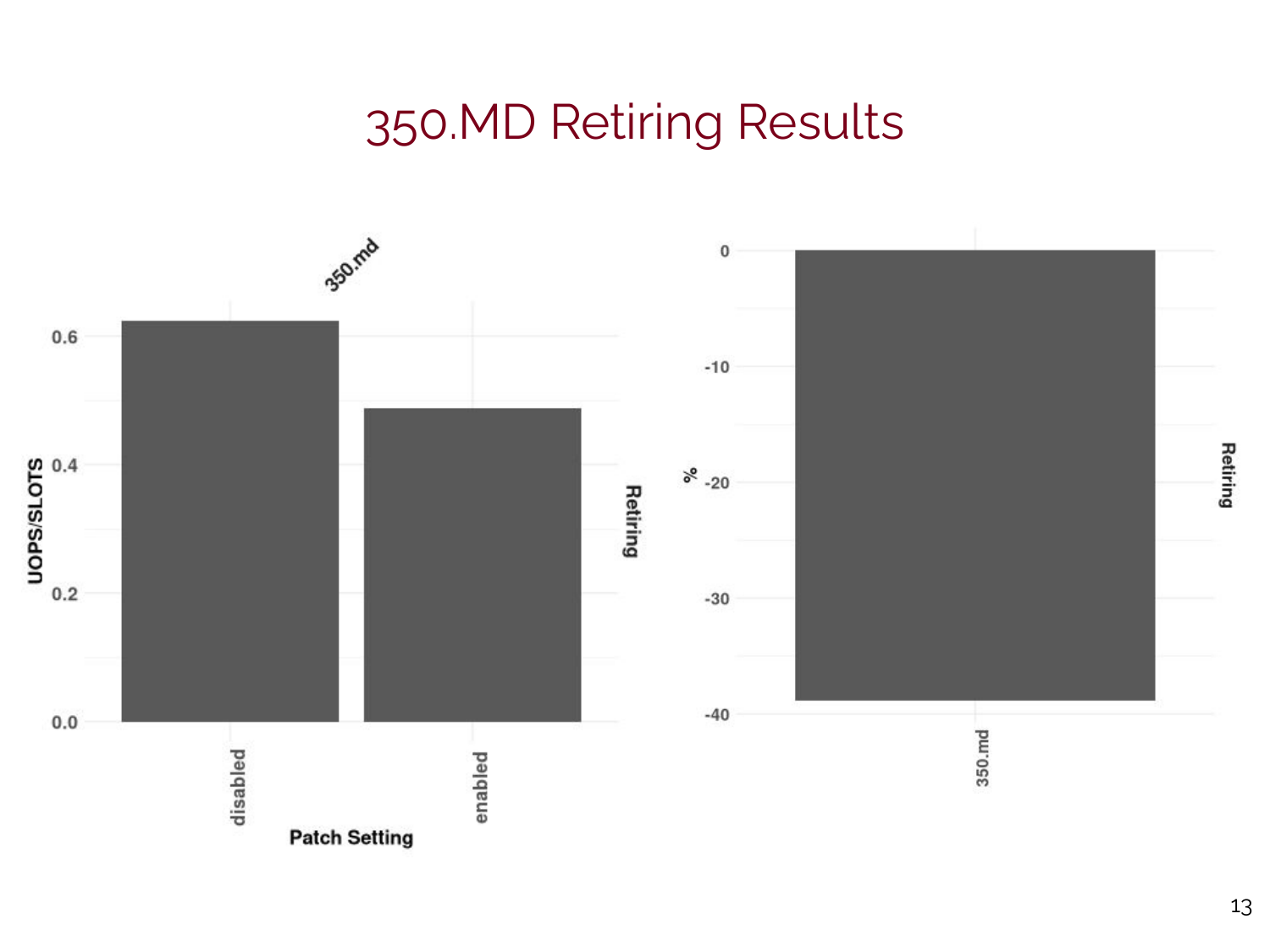# 350.MD Retiring Results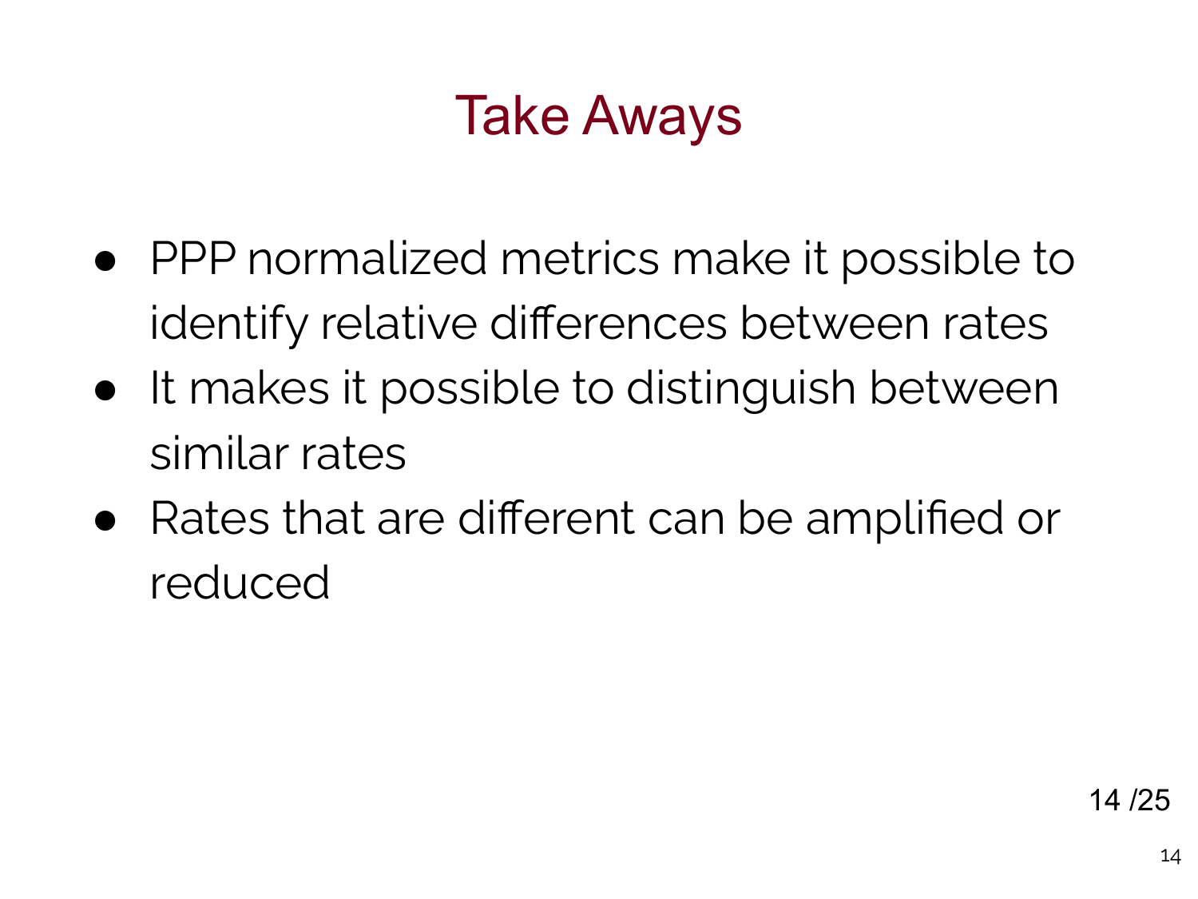# Take Aways

- PPP normalized metrics make it possible to identify relative differences between rates
- It makes it possible to distinguish between similar rates
- Rates that are different can be amplified or reduced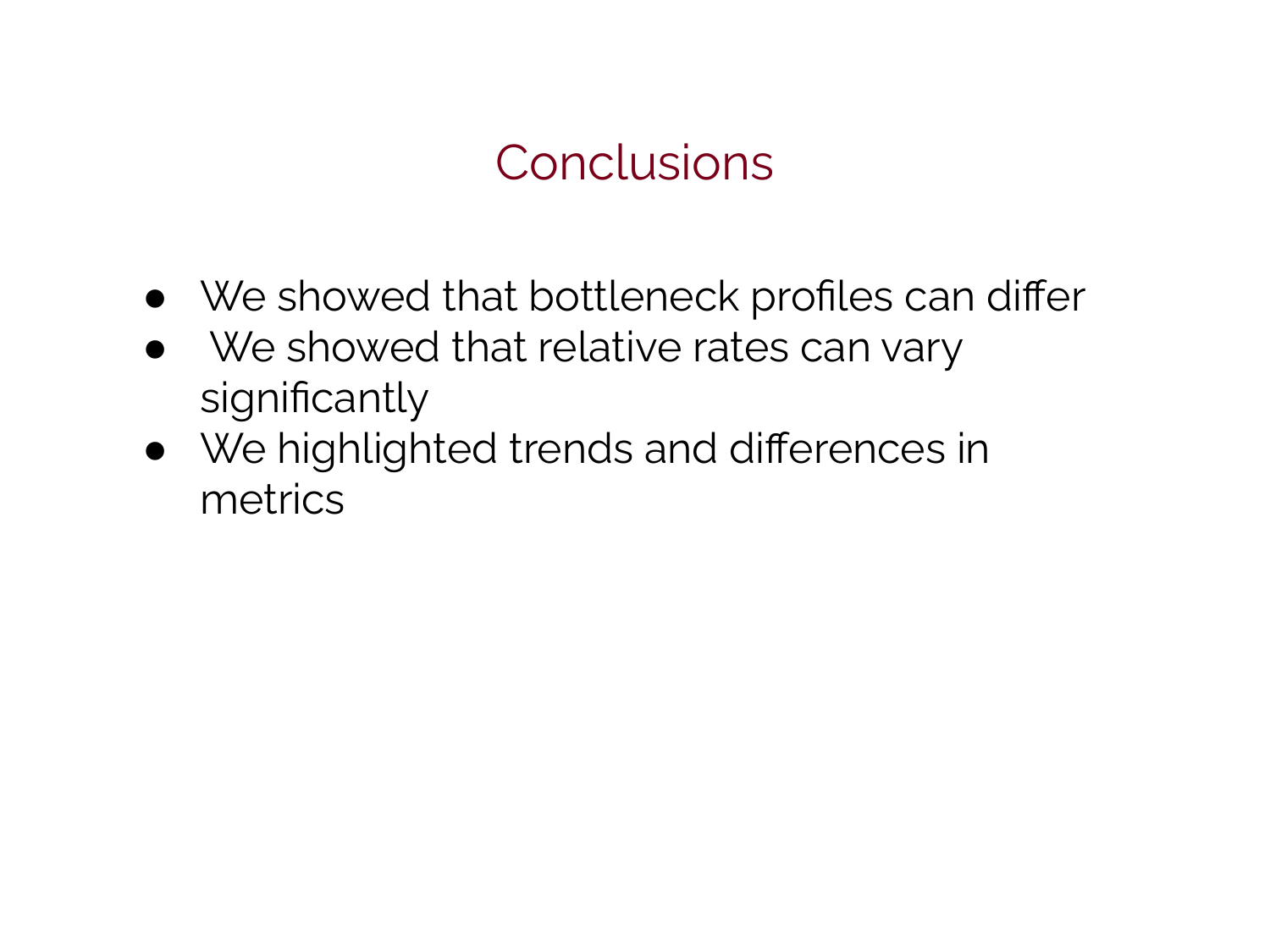# Conclusions

- We showed that bottleneck profiles can differ
- We showed that relative rates can vary significantly
- We highlighted trends and differences in metrics